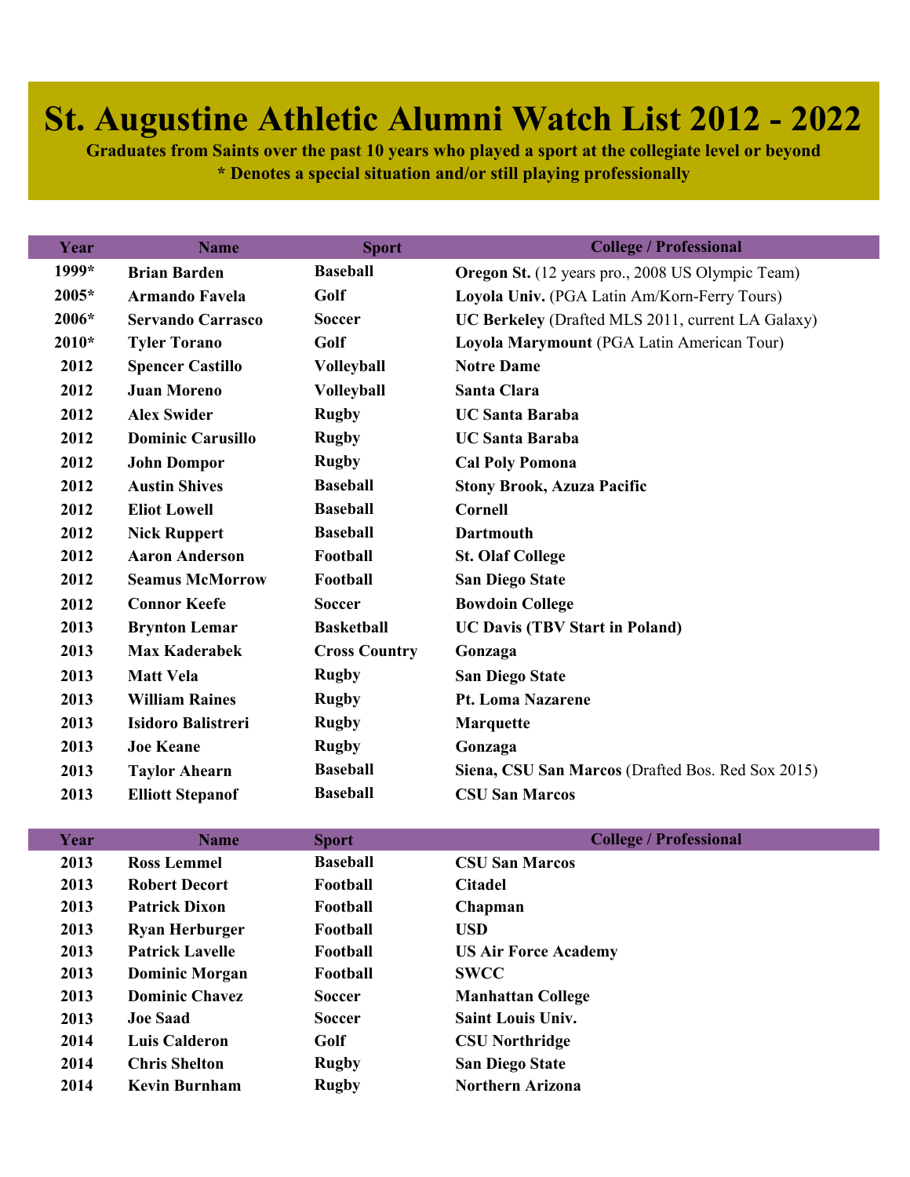# St. Augustine Athletic Alumni Watch List 2012 - 2022

**Graduates from Saints over the past 10 years who played a sport at the collegiate level or beyond**
**\* Denotes a special situation and/or still playing professionally**

| Year | Name | Sport | College / Professional |
|---|---|---|---|
| 1999* | Brian Barden | Baseball | **Oregon St.** (12 years pro., 2008 US Olympic Team) |
| 2005* | Armando Favela | Golf | **Loyola Univ.** (PGA Latin Am/Korn-Ferry Tours) |
| 2006* | Servando Carrasco | Soccer | **UC Berkeley** (Drafted MLS 2011, current LA Galaxy) |
| 2010* | Tyler Torano | Golf | **Loyola Marymount** (PGA Latin American Tour) |
| 2012 | Spencer Castillo | Volleyball | Notre Dame |
| 2012 | Juan Moreno | Volleyball | Santa Clara |
| 2012 | Alex Swider | Rugby | UC Santa Baraba |
| 2012 | Dominic Carusillo | Rugby | UC Santa Baraba |
| 2012 | John Dompor | Rugby | Cal Poly Pomona |
| 2012 | Austin Shives | Baseball | Stony Brook, Azuza Pacific |
| 2012 | Eliot Lowell | Baseball | Cornell |
| 2012 | Nick Ruppert | Baseball | Dartmouth |
| 2012 | Aaron Anderson | Football | St. Olaf College |
| 2012 | Seamus McMorrow | Football | San Diego State |
| 2012 | Connor Keefe | Soccer | Bowdoin College |
| 2013 | Brynton Lemar | Basketball | UC Davis (TBV Start in Poland) |
| 2013 | Max Kaderabek | Cross Country | Gonzaga |
| 2013 | Matt Vela | Rugby | San Diego State |
| 2013 | William Raines | Rugby | Pt. Loma Nazarene |
| 2013 | Isidoro Balistreri | Rugby | Marquette |
| 2013 | Joe Keane | Rugby | Gonzaga |
| 2013 | Taylor Ahearn | Baseball | **Siena, CSU San Marcos** (Drafted Bos. Red Sox 2015) |
| 2013 | Elliott Stepanof | Baseball | CSU San Marcos |
| 2013 | Ross Lemmel | Baseball | CSU San Marcos |
| 2013 | Robert Decort | Football | Citadel |
| 2013 | Patrick Dixon | Football | Chapman |
| 2013 | Ryan Herburger | Football | USD |
| 2013 | Patrick Lavelle | Football | US Air Force Academy |
| 2013 | Dominic Morgan | Football | SWCC |
| 2013 | Dominic Chavez | Soccer | Manhattan College |
| 2013 | Joe Saad | Soccer | Saint Louis Univ. |
| 2014 | Luis Calderon | Golf | CSU Northridge |
| 2014 | Chris Shelton | Rugby | San Diego State |
| 2014 | Kevin Burnham | Rugby | Northern Arizona |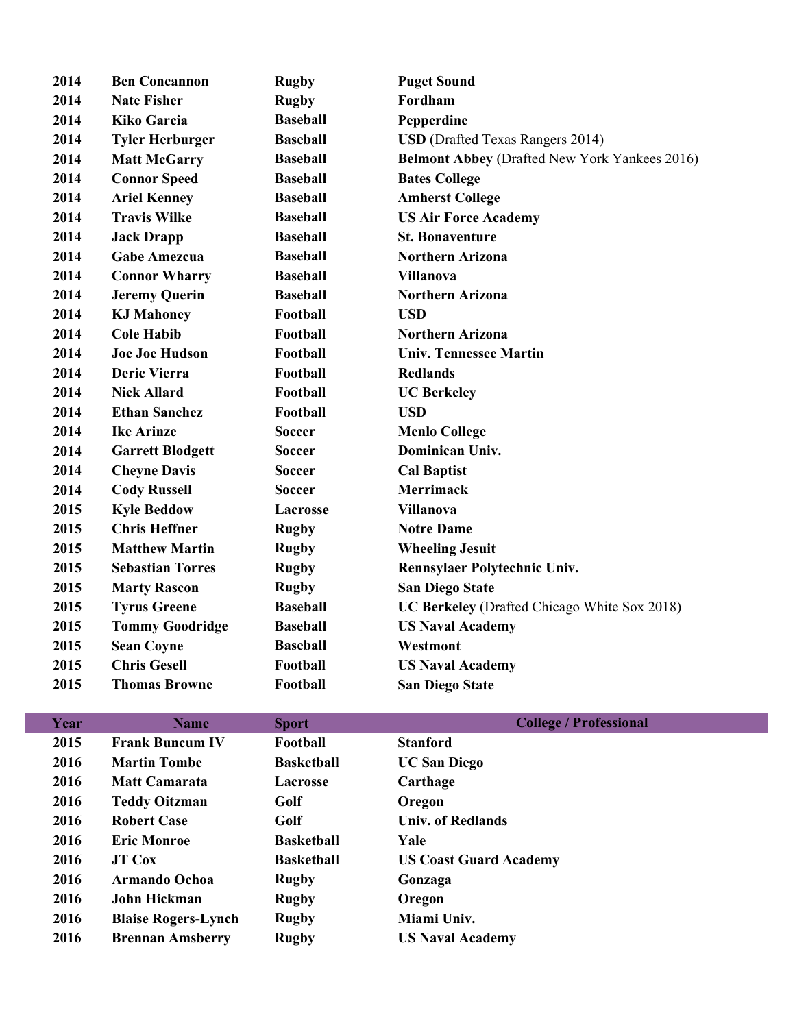| Year | Name | Sport | College / Professional |
|---|---|---|---|
| 2014 | **Ben Concannon** | **Rugby** | **Puget Sound** |
| 2014 | **Nate Fisher** | **Rugby** | **Fordham** |
| 2014 | **Kiko Garcia** | **Baseball** | **Pepperdine** |
| 2014 | **Tyler Herburger** | **Baseball** | **USD** (Drafted Texas Rangers 2014) |
| 2014 | **Matt McGarry** | **Baseball** | **Belmont Abbey** (Drafted New York Yankees 2016) |
| 2014 | **Connor Speed** | **Baseball** | **Bates College** |
| 2014 | **Ariel Kenney** | **Baseball** | **Amherst College** |
| 2014 | **Travis Wilke** | **Baseball** | **US Air Force Academy** |
| 2014 | **Jack Drapp** | **Baseball** | **St. Bonaventure** |
| 2014 | **Gabe Amezcua** | **Baseball** | **Northern Arizona** |
| 2014 | **Connor Wharry** | **Baseball** | **Villanova** |
| 2014 | **Jeremy Querin** | **Baseball** | **Northern Arizona** |
| 2014 | **KJ Mahoney** | **Football** | **USD** |
| 2014 | **Cole Habib** | **Football** | **Northern Arizona** |
| 2014 | **Joe Joe Hudson** | **Football** | **Univ. Tennessee Martin** |
| 2014 | **Deric Vierra** | **Football** | **Redlands** |
| 2014 | **Nick Allard** | **Football** | **UC Berkeley** |
| 2014 | **Ethan Sanchez** | **Football** | **USD** |
| 2014 | **Ike Arinze** | **Soccer** | **Menlo College** |
| 2014 | **Garrett Blodgett** | **Soccer** | **Dominican Univ.** |
| 2014 | **Cheyne Davis** | **Soccer** | **Cal Baptist** |
| 2014 | **Cody Russell** | **Soccer** | **Merrimack** |
| 2015 | **Kyle Beddow** | **Lacrosse** | **Villanova** |
| 2015 | **Chris Heffner** | **Rugby** | **Notre Dame** |
| 2015 | **Matthew Martin** | **Rugby** | **Wheeling Jesuit** |
| 2015 | **Sebastian Torres** | **Rugby** | **Rennsylaer Polytechnic Univ.** |
| 2015 | **Marty Rascon** | **Rugby** | **San Diego State** |
| 2015 | **Tyrus Greene** | **Baseball** | **UC Berkeley** (Drafted Chicago White Sox 2018) |
| 2015 | **Tommy Goodridge** | **Baseball** | **US Naval Academy** |
| 2015 | **Sean Coyne** | **Baseball** | **Westmont** |
| 2015 | **Chris Gesell** | **Football** | **US Naval Academy** |
| 2015 | **Thomas Browne** | **Football** | **San Diego State** |
| 2015 | **Frank Buncum IV** | **Football** | **Stanford** |
| 2016 | **Martin Tombe** | **Basketball** | **UC San Diego** |
| 2016 | **Matt Camarata** | **Lacrosse** | **Carthage** |
| 2016 | **Teddy Oitzman** | **Golf** | **Oregon** |
| 2016 | **Robert Case** | **Golf** | **Univ. of Redlands** |
| 2016 | **Eric Monroe** | **Basketball** | **Yale** |
| 2016 | **JT Cox** | **Basketball** | **US Coast Guard Academy** |
| 2016 | **Armando Ochoa** | **Rugby** | **Gonzaga** |
| 2016 | **John Hickman** | **Rugby** | **Oregon** |
| 2016 | **Blaise Rogers-Lynch** | **Rugby** | **Miami Univ.** |
| 2016 | **Brennan Amsberry** | **Rugby** | **US Naval Academy** |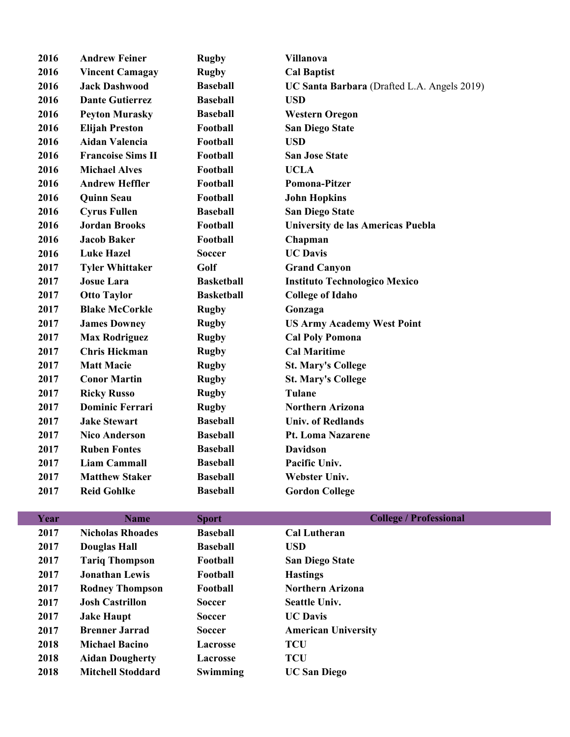| Year | Name | Sport | College / Professional |
| --- | --- | --- | --- |
| 2016 | **Andrew Feiner** | **Rugby** | **Villanova** |
| 2016 | **Vincent Camagay** | **Rugby** | **Cal Baptist** |
| 2016 | **Jack Dashwood** | **Baseball** | **UC Santa Barbara** (Drafted L.A. Angels 2019) |
| 2016 | **Dante Gutierrez** | **Baseball** | **USD** |
| 2016 | **Peyton Murasky** | **Baseball** | **Western Oregon** |
| 2016 | **Elijah Preston** | **Football** | **San Diego State** |
| 2016 | **Aidan Valencia** | **Football** | **USD** |
| 2016 | **Francoise Sims II** | **Football** | **San Jose State** |
| 2016 | **Michael Alves** | **Football** | **UCLA** |
| 2016 | **Andrew Heffler** | **Football** | **Pomona-Pitzer** |
| 2016 | **Quinn Seau** | **Football** | **John Hopkins** |
| 2016 | **Cyrus Fullen** | **Baseball** | **San Diego State** |
| 2016 | **Jordan Brooks** | **Football** | **University de las Americas Puebla** |
| 2016 | **Jacob Baker** | **Football** | **Chapman** |
| 2016 | **Luke Hazel** | **Soccer** | **UC Davis** |
| 2017 | **Tyler Whittaker** | **Golf** | **Grand Canyon** |
| 2017 | **Josue Lara** | **Basketball** | **Instituto Technologico Mexico** |
| 2017 | **Otto Taylor** | **Basketball** | **College of Idaho** |
| 2017 | **Blake McCorkle** | **Rugby** | **Gonzaga** |
| 2017 | **James Downey** | **Rugby** | **US Army Academy West Point** |
| 2017 | **Max Rodriguez** | **Rugby** | **Cal Poly Pomona** |
| 2017 | **Chris Hickman** | **Rugby** | **Cal Maritime** |
| 2017 | **Matt Macie** | **Rugby** | **St. Mary's College** |
| 2017 | **Conor Martin** | **Rugby** | **St. Mary's College** |
| 2017 | **Ricky Russo** | **Rugby** | **Tulane** |
| 2017 | **Dominic Ferrari** | **Rugby** | **Northern Arizona** |
| 2017 | **Jake Stewart** | **Baseball** | **Univ. of Redlands** |
| 2017 | **Nico Anderson** | **Baseball** | **Pt. Loma Nazarene** |
| 2017 | **Ruben Fontes** | **Baseball** | **Davidson** |
| 2017 | **Liam Cammall** | **Baseball** | **Pacific Univ.** |
| 2017 | **Matthew Staker** | **Baseball** | **Webster Univ.** |
| 2017 | **Reid Gohlke** | **Baseball** | **Gordon College** |
| 2017 | **Nicholas Rhoades** | **Baseball** | **Cal Lutheran** |
| 2017 | **Douglas Hall** | **Baseball** | **USD** |
| 2017 | **Tariq Thompson** | **Football** | **San Diego State** |
| 2017 | **Jonathan Lewis** | **Football** | **Hastings** |
| 2017 | **Rodney Thompson** | **Football** | **Northern Arizona** |
| 2017 | **Josh Castrillon** | **Soccer** | **Seattle Univ.** |
| 2017 | **Jake Haupt** | **Soccer** | **UC Davis** |
| 2017 | **Brenner Jarrad** | **Soccer** | **American University** |
| 2018 | **Michael Bacino** | **Lacrosse** | **TCU** |
| 2018 | **Aidan Dougherty** | **Lacrosse** | **TCU** |
| 2018 | **Mitchell Stoddard** | **Swimming** | **UC San Diego** |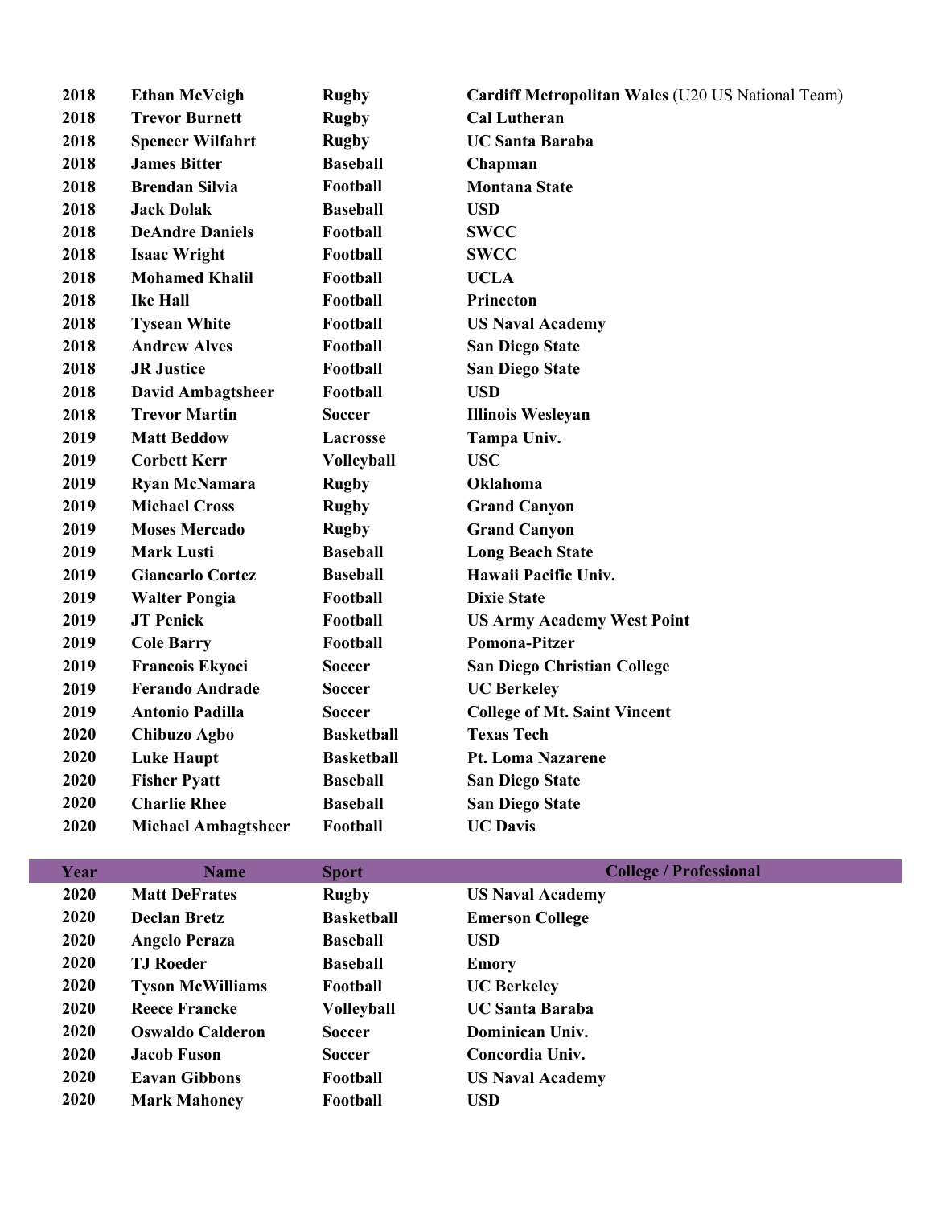| | | | |
|---|---|---|---|
| 2018 | Ethan McVeigh | Rugby | **Cardiff Metropolitan Wales** (U20 US National Team) |
| 2018 | Trevor Burnett | Rugby | Cal Lutheran |
| 2018 | Spencer Wilfahrt | Rugby | UC Santa Baraba |
| 2018 | James Bitter | Baseball | Chapman |
| 2018 | Brendan Silvia | Football | Montana State |
| 2018 | Jack Dolak | Baseball | USD |
| 2018 | DeAndre Daniels | Football | SWCC |
| 2018 | Isaac Wright | Football | SWCC |
| 2018 | Mohamed Khalil | Football | UCLA |
| 2018 | Ike Hall | Football | Princeton |
| 2018 | Tysean White | Football | US Naval Academy |
| 2018 | Andrew Alves | Football | San Diego State |
| 2018 | JR Justice | Football | San Diego State |
| 2018 | David Ambagtsheer | Football | USD |
| 2018 | Trevor Martin | Soccer | Illinois Wesleyan |
| 2019 | Matt Beddow | Lacrosse | Tampa Univ. |
| 2019 | Corbett Kerr | Volleyball | USC |
| 2019 | Ryan McNamara | Rugby | Oklahoma |
| 2019 | Michael Cross | Rugby | Grand Canyon |
| 2019 | Moses Mercado | Rugby | Grand Canyon |
| 2019 | Mark Lusti | Baseball | Long Beach State |
| 2019 | Giancarlo Cortez | Baseball | Hawaii Pacific Univ. |
| 2019 | Walter Pongia | Football | Dixie State |
| 2019 | JT Penick | Football | US Army Academy West Point |
| 2019 | Cole Barry | Football | Pomona-Pitzer |
| 2019 | Francois Ekyoci | Soccer | San Diego Christian College |
| 2019 | Ferando Andrade | Soccer | UC Berkeley |
| 2019 | Antonio Padilla | Soccer | College of Mt. Saint Vincent |
| 2020 | Chibuzo Agbo | Basketball | Texas Tech |
| 2020 | Luke Haupt | Basketball | Pt. Loma Nazarene |
| 2020 | Fisher Pyatt | Baseball | San Diego State |
| 2020 | Charlie Rhee | Baseball | San Diego State |
| 2020 | Michael Ambagtsheer | Football | UC Davis |

| Year | Name | Sport | College / Professional |
|---|---|---|---|
| 2020 | Matt DeFrates | Rugby | US Naval Academy |
| 2020 | Declan Bretz | Basketball | Emerson College |
| 2020 | Angelo Peraza | Baseball | USD |
| 2020 | TJ Roeder | Baseball | Emory |
| 2020 | Tyson McWilliams | Football | UC Berkeley |
| 2020 | Reece Francke | Volleyball | UC Santa Baraba |
| 2020 | Oswaldo Calderon | Soccer | Dominican Univ. |
| 2020 | Jacob Fuson | Soccer | Concordia Univ. |
| 2020 | Eavan Gibbons | Football | US Naval Academy |
| 2020 | Mark Mahoney | Football | USD |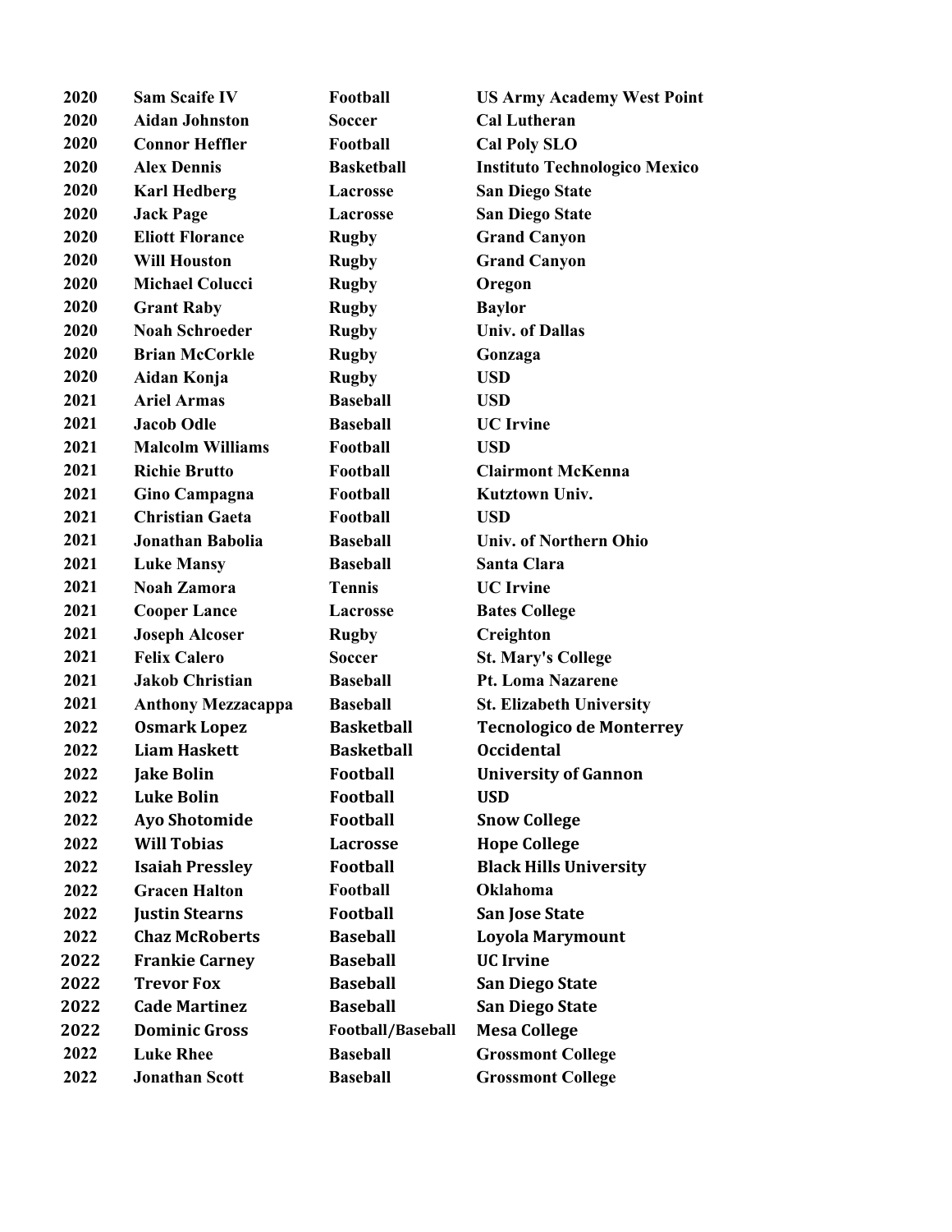| | | | |
|---|---|---|---|
| 2020 | Sam Scaife IV | Football | US Army Academy West Point |
| 2020 | Aidan Johnston | Soccer | Cal Lutheran |
| 2020 | Connor Heffler | Football | Cal Poly SLO |
| 2020 | Alex Dennis | Basketball | Instituto Technologico Mexico |
| 2020 | Karl Hedberg | Lacrosse | San Diego State |
| 2020 | Jack Page | Lacrosse | San Diego State |
| 2020 | Eliott Florance | Rugby | Grand Canyon |
| 2020 | Will Houston | Rugby | Grand Canyon |
| 2020 | Michael Colucci | Rugby | Oregon |
| 2020 | Grant Raby | Rugby | Baylor |
| 2020 | Noah Schroeder | Rugby | Univ. of Dallas |
| 2020 | Brian McCorkle | Rugby | Gonzaga |
| 2020 | Aidan Konja | Rugby | USD |
| 2021 | Ariel Armas | Baseball | USD |
| 2021 | Jacob Odle | Baseball | UC Irvine |
| 2021 | Malcolm Williams | Football | USD |
| 2021 | Richie Brutto | Football | Clairmont McKenna |
| 2021 | Gino Campagna | Football | Kutztown Univ. |
| 2021 | Christian Gaeta | Football | USD |
| 2021 | Jonathan Babolia | Baseball | Univ. of Northern Ohio |
| 2021 | Luke Mansy | Baseball | Santa Clara |
| 2021 | Noah Zamora | Tennis | UC Irvine |
| 2021 | Cooper Lance | Lacrosse | Bates College |
| 2021 | Joseph Alcoser | Rugby | Creighton |
| 2021 | Felix Calero | Soccer | St. Mary's College |
| 2021 | Jakob Christian | Baseball | Pt. Loma Nazarene |
| 2021 | Anthony Mezzacappa | Baseball | St. Elizabeth University |
| 2022 | Osmark Lopez | Basketball | Tecnologico de Monterrey |
| 2022 | Liam Haskett | Basketball | Occidental |
| 2022 | Jake Bolin | Football | University of Gannon |
| 2022 | Luke Bolin | Football | USD |
| 2022 | Ayo Shotomide | Football | Snow College |
| 2022 | Will Tobias | Lacrosse | Hope College |
| 2022 | Isaiah Pressley | Football | Black Hills University |
| 2022 | Gracen Halton | Football | Oklahoma |
| 2022 | Justin Stearns | Football | San Jose State |
| 2022 | Chaz McRoberts | Baseball | Loyola Marymount |
| 2022 | Frankie Carney | Baseball | UC Irvine |
| 2022 | Trevor Fox | Baseball | San Diego State |
| 2022 | Cade Martinez | Baseball | San Diego State |
| 2022 | Dominic Gross | Football/Baseball | Mesa College |
| 2022 | Luke Rhee | Baseball | Grossmont College |
| 2022 | Jonathan Scott | Baseball | Grossmont College |